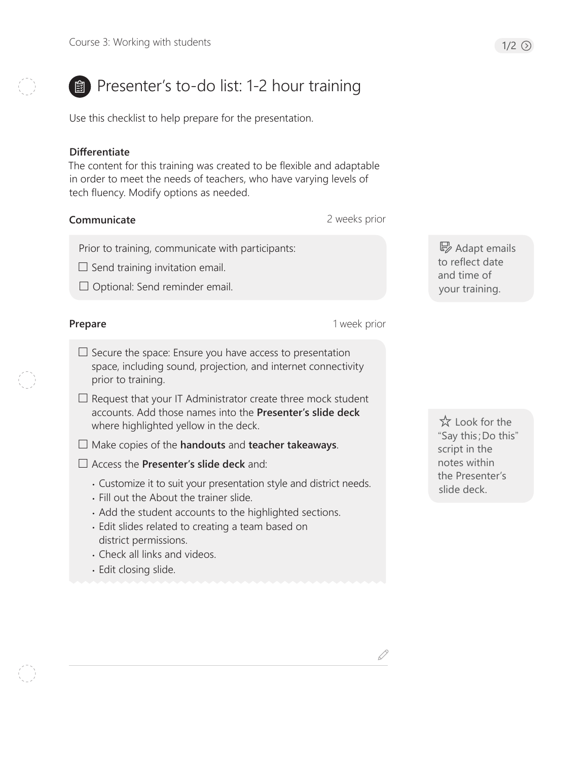# Presenter's to-do list: 1-2 hour training

Use this checklist to help prepare for the presentation.

**Differentiate**

The content for this training was created to be flexible and adaptable in order to meet the needs of teachers, who have varying levels of tech fluency. Modify options as needed.

**Communicate** — 2 weeks prior

Prior to training, communicate with participants:

- ☐ Send training invitation email.
- ☐ Optional: Send reminder email.

Adapt emails to reflect date and time of your training.

**Prepare** — 1 week prior

- ☐ Secure the space: Ensure you have access to presentation space, including sound, projection, and internet connectivity prior to training.
- ☐ Request that your IT Administrator create three mock student accounts. Add those names into the **Presenter's slide deck** where highlighted yellow in the deck.
- ☐ Make copies of the **handouts** and **teacher takeaways**.
- ☐ Access the **Presenter's slide deck** and:
  - Customize it to suit your presentation style and district needs.
  - Fill out the About the trainer slide.
  - Add the student accounts to the highlighted sections.
  - Edit slides related to creating a team based on district permissions.
  - Check all links and videos.
  - Edit closing slide.

☆ Look for the "Say this; Do this" script in the notes within the Presenter's slide deck.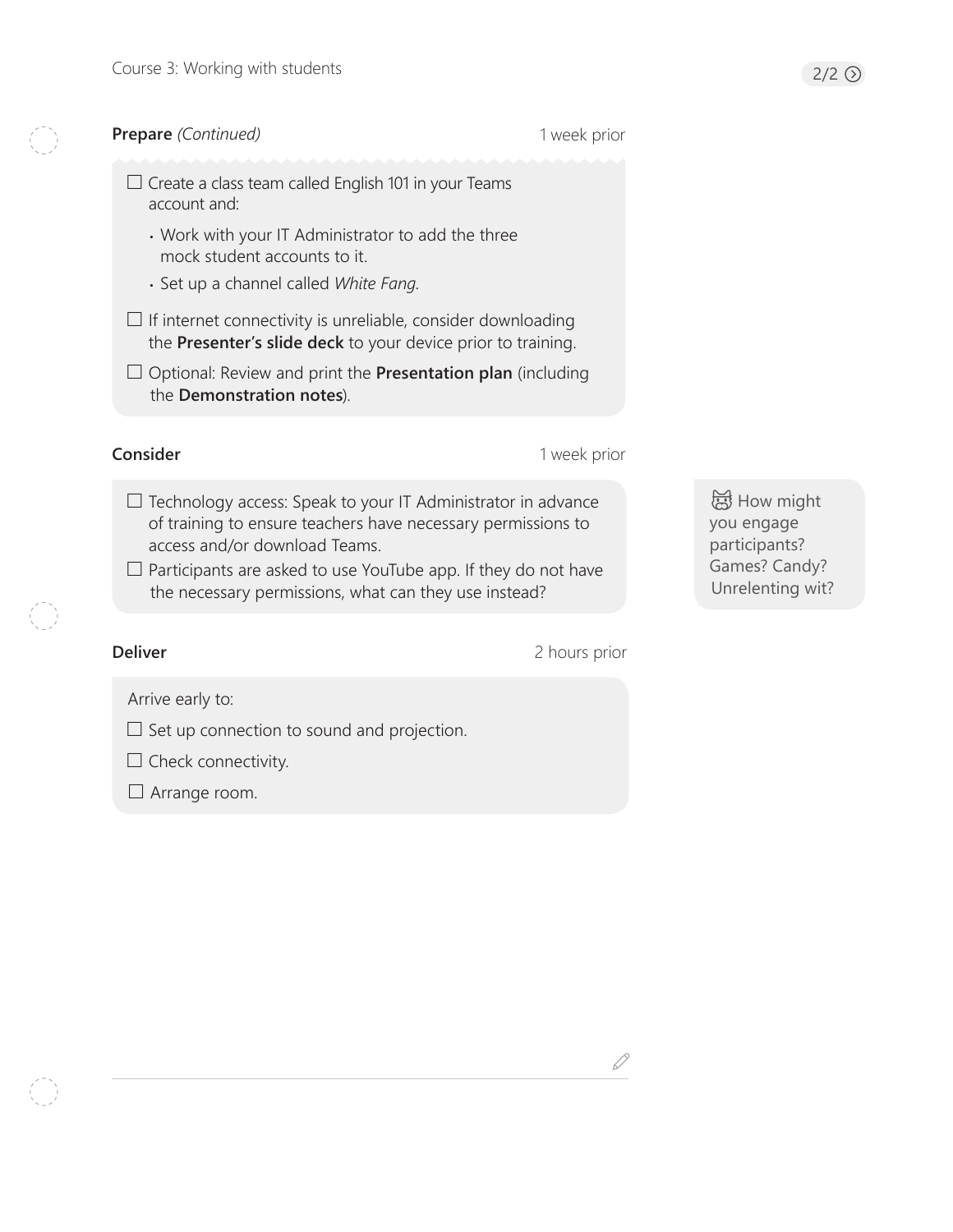**Prepare** *(Continued)* 1 week prior

- ☐ Create a class team called English 101 in your Teams account and:
  - Work with your IT Administrator to add the three mock student accounts to it.
  - Set up a channel called *White Fang*.
- ☐ If internet connectivity is unreliable, consider downloading the **Presenter's slide deck** to your device prior to training.
- ☐ Optional: Review and print the **Presentation plan** (including the **Demonstration notes**).

**Consider** 1 week prior

- ☐ Technology access: Speak to your IT Administrator in advance of training to ensure teachers have necessary permissions to access and/or download Teams.
- ☐ Participants are asked to use YouTube app. If they do not have the necessary permissions, what can they use instead?

How might you engage participants? Games? Candy? Unrelenting wit?

**Deliver** 2 hours prior

Arrive early to:

- ☐ Set up connection to sound and projection.
- ☐ Check connectivity.
- ☐ Arrange room.